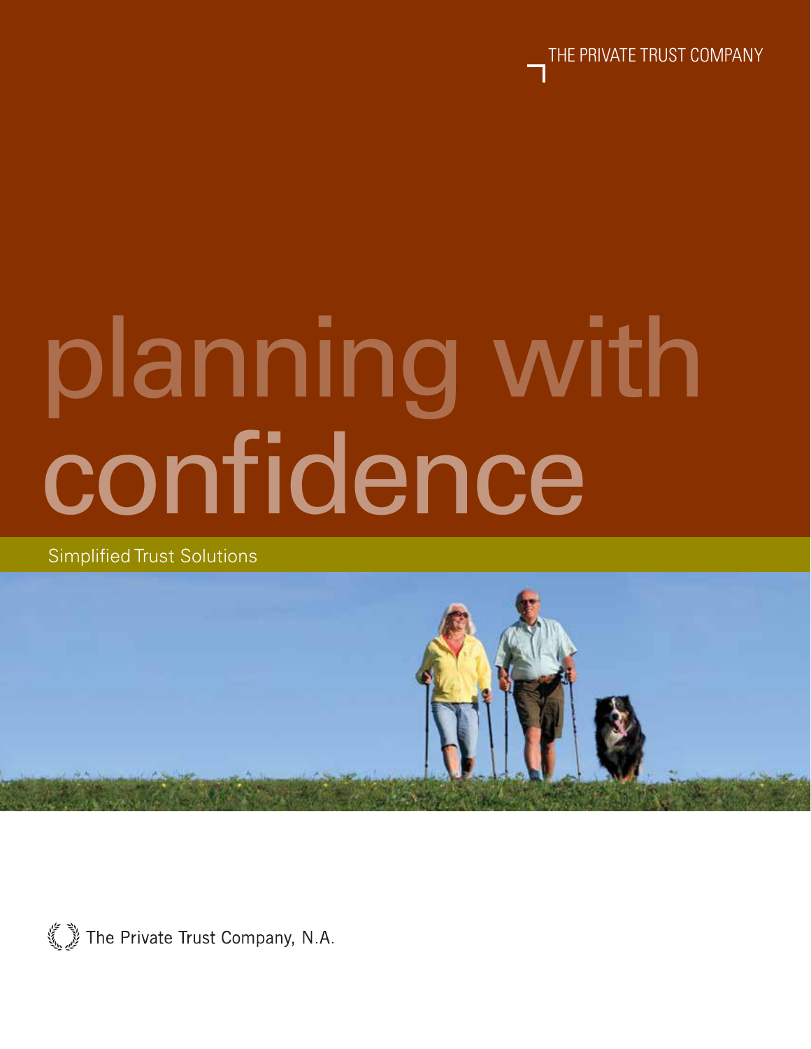THE PRIVATE TRUST COMPANY

# planning with confidence

Simplified Trust Solutions

The Private Trust Company, N.A.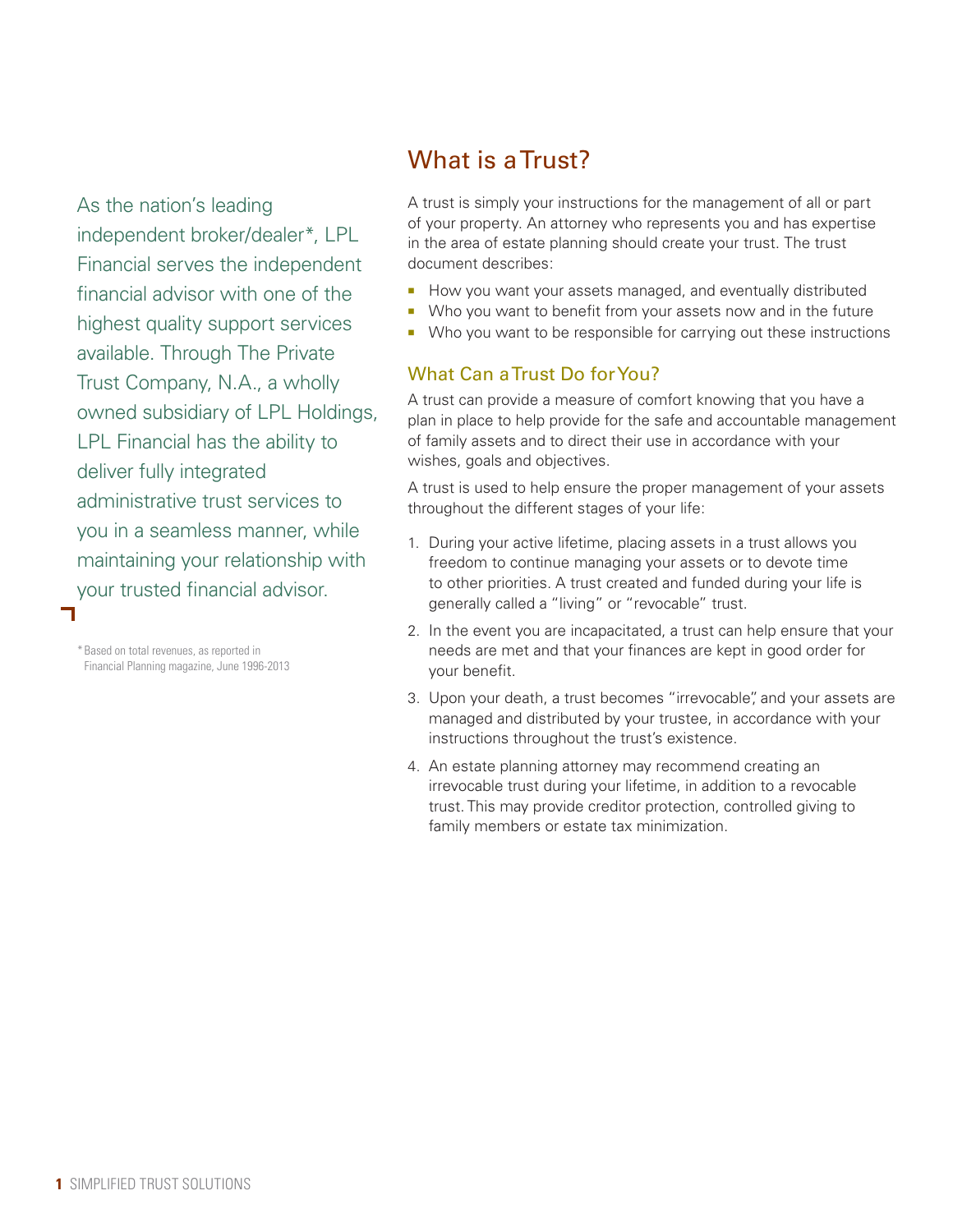As the nation's leading independent broker/dealer*, LPL Financial serves the independent financial advisor with one of the highest quality support services available. Through The Private Trust Company, N.A., a wholly owned subsidiary of LPL Holdings, LPL Financial has the ability to deliver fully integrated administrative trust services to you in a seamless manner, while maintaining your relationship with your trusted financial advisor.

*Based on total revenues, as reported in Financial Planning magazine, June 1996-2013

## What is a Trust?

A trust is simply your instructions for the management of all or part of your property. An attorney who represents you and has expertise in the area of estate planning should create your trust. The trust document describes:

- How you want your assets managed, and eventually distributed
- Who you want to benefit from your assets now and in the future
- Who you want to be responsible for carrying out these instructions

### What Can a Trust Do for You?

A trust can provide a measure of comfort knowing that you have a plan in place to help provide for the safe and accountable management of family assets and to direct their use in accordance with your wishes, goals and objectives.

A trust is used to help ensure the proper management of your assets throughout the different stages of your life:

1. During your active lifetime, placing assets in a trust allows you freedom to continue managing your assets or to devote time to other priorities. A trust created and funded during your life is generally called a "living" or "revocable" trust.
2. In the event you are incapacitated, a trust can help ensure that your needs are met and that your finances are kept in good order for your benefit.
3. Upon your death, a trust becomes "irrevocable", and your assets are managed and distributed by your trustee, in accordance with your instructions throughout the trust's existence.
4. An estate planning attorney may recommend creating an irrevocable trust during your lifetime, in addition to a revocable trust. This may provide creditor protection, controlled giving to family members or estate tax minimization.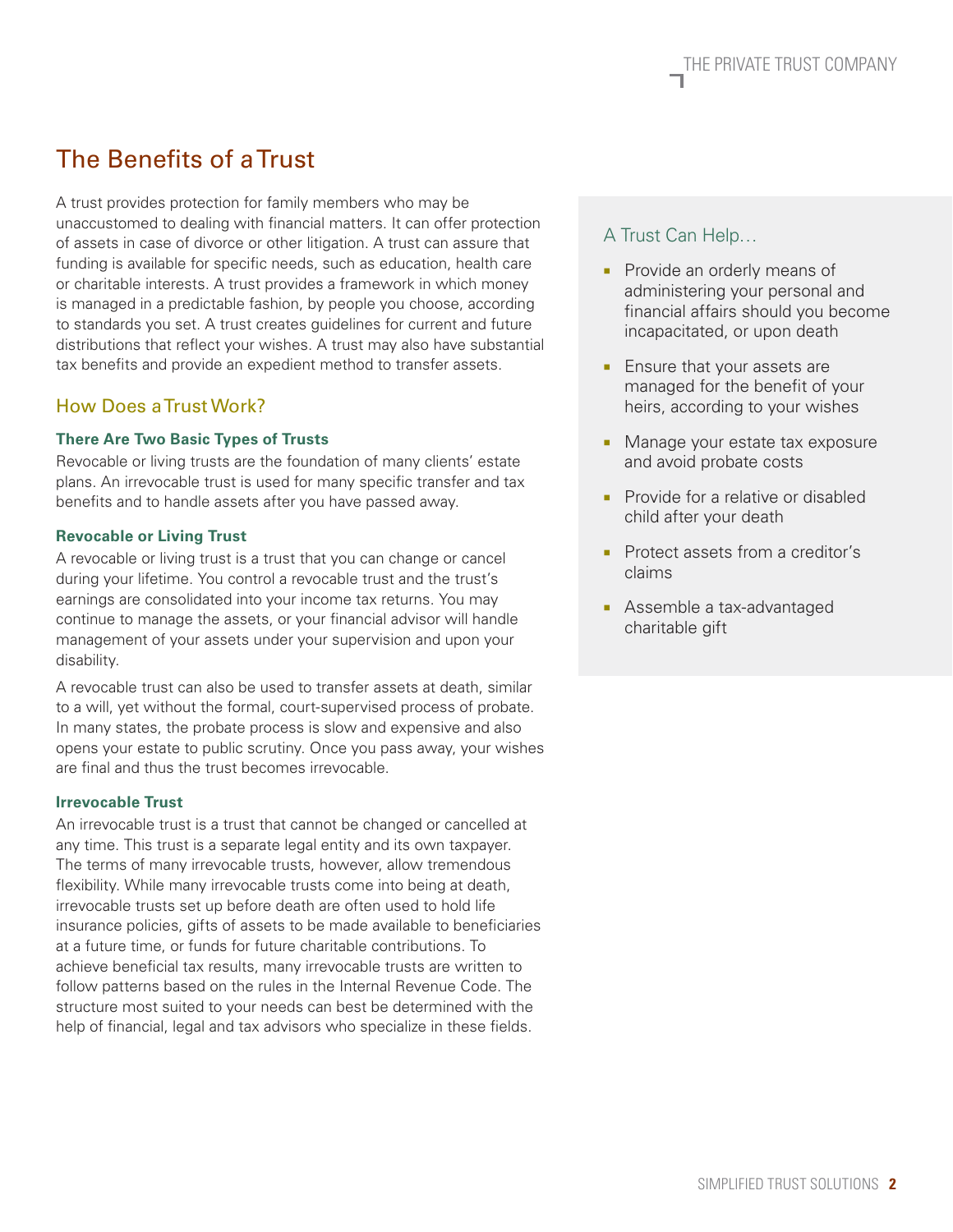# The Benefits of a Trust

A trust provides protection for family members who may be unaccustomed to dealing with financial matters. It can offer protection of assets in case of divorce or other litigation. A trust can assure that funding is available for specific needs, such as education, health care or charitable interests. A trust provides a framework in which money is managed in a predictable fashion, by people you choose, according to standards you set. A trust creates guidelines for current and future distributions that reflect your wishes. A trust may also have substantial tax benefits and provide an expedient method to transfer assets.

## How Does a Trust Work?

### There Are Two Basic Types of Trusts

Revocable or living trusts are the foundation of many clients' estate plans. An irrevocable trust is used for many specific transfer and tax benefits and to handle assets after you have passed away.

### Revocable or Living Trust

A revocable or living trust is a trust that you can change or cancel during your lifetime. You control a revocable trust and the trust's earnings are consolidated into your income tax returns. You may continue to manage the assets, or your financial advisor will handle management of your assets under your supervision and upon your disability.

A revocable trust can also be used to transfer assets at death, similar to a will, yet without the formal, court-supervised process of probate. In many states, the probate process is slow and expensive and also opens your estate to public scrutiny. Once you pass away, your wishes are final and thus the trust becomes irrevocable.

### Irrevocable Trust

An irrevocable trust is a trust that cannot be changed or cancelled at any time. This trust is a separate legal entity and its own taxpayer. The terms of many irrevocable trusts, however, allow tremendous flexibility. While many irrevocable trusts come into being at death, irrevocable trusts set up before death are often used to hold life insurance policies, gifts of assets to be made available to beneficiaries at a future time, or funds for future charitable contributions. To achieve beneficial tax results, many irrevocable trusts are written to follow patterns based on the rules in the Internal Revenue Code. The structure most suited to your needs can best be determined with the help of financial, legal and tax advisors who specialize in these fields.

## A Trust Can Help…

- Provide an orderly means of administering your personal and financial affairs should you become incapacitated, or upon death
- Ensure that your assets are managed for the benefit of your heirs, according to your wishes
- Manage your estate tax exposure and avoid probate costs
- Provide for a relative or disabled child after your death
- Protect assets from a creditor's claims
- Assemble a tax-advantaged charitable gift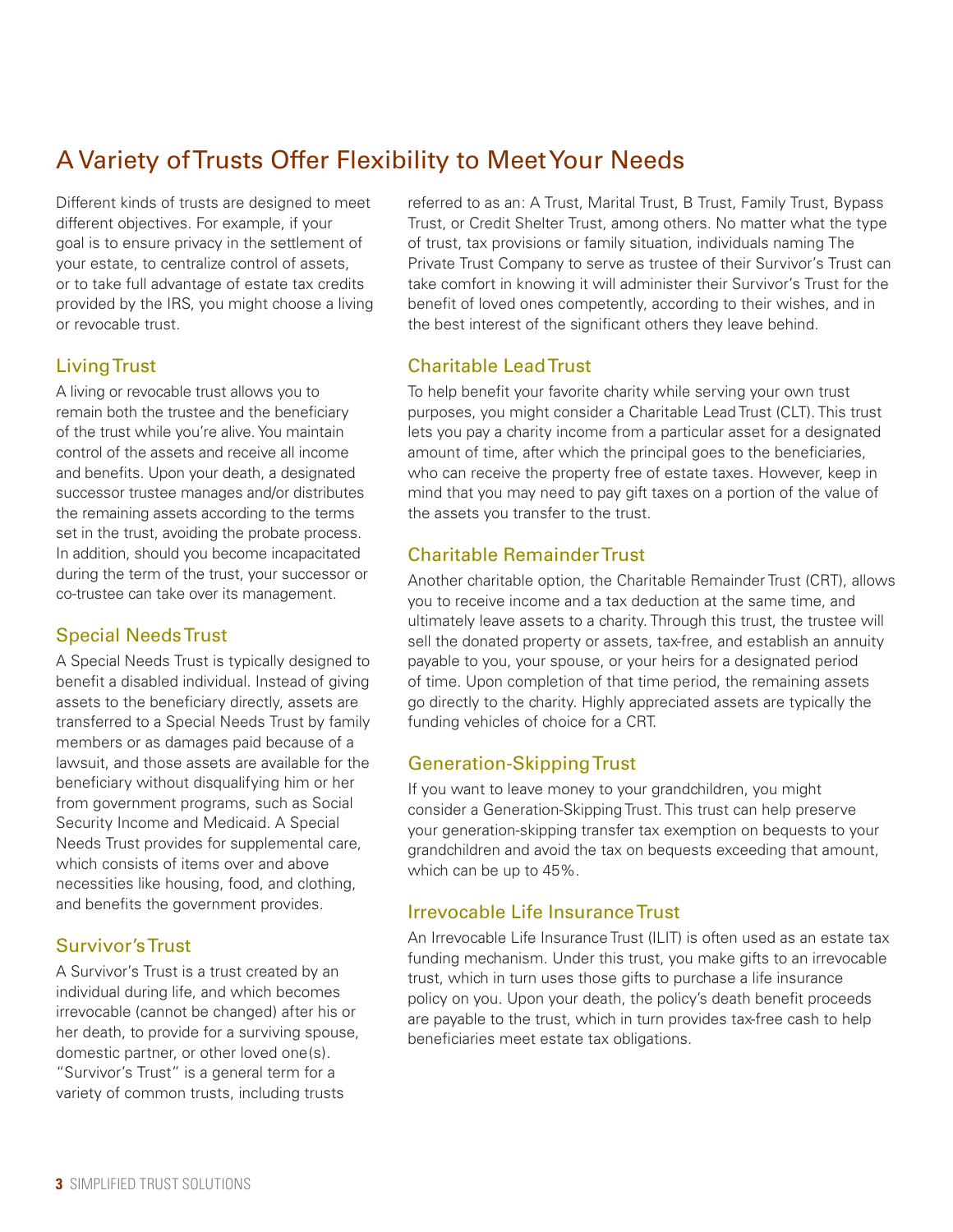# A Variety of Trusts Offer Flexibility to Meet Your Needs

Different kinds of trusts are designed to meet different objectives. For example, if your goal is to ensure privacy in the settlement of your estate, to centralize control of assets, or to take full advantage of estate tax credits provided by the IRS, you might choose a living or revocable trust.

## Living Trust

A living or revocable trust allows you to remain both the trustee and the beneficiary of the trust while you're alive. You maintain control of the assets and receive all income and benefits. Upon your death, a designated successor trustee manages and/or distributes the remaining assets according to the terms set in the trust, avoiding the probate process. In addition, should you become incapacitated during the term of the trust, your successor or co-trustee can take over its management.

## Special Needs Trust

A Special Needs Trust is typically designed to benefit a disabled individual. Instead of giving assets to the beneficiary directly, assets are transferred to a Special Needs Trust by family members or as damages paid because of a lawsuit, and those assets are available for the beneficiary without disqualifying him or her from government programs, such as Social Security Income and Medicaid. A Special Needs Trust provides for supplemental care, which consists of items over and above necessities like housing, food, and clothing, and benefits the government provides.

## Survivor's Trust

A Survivor's Trust is a trust created by an individual during life, and which becomes irrevocable (cannot be changed) after his or her death, to provide for a surviving spouse, domestic partner, or other loved one(s). "Survivor's Trust" is a general term for a variety of common trusts, including trusts referred to as an: A Trust, Marital Trust, B Trust, Family Trust, Bypass Trust, or Credit Shelter Trust, among others. No matter what the type of trust, tax provisions or family situation, individuals naming The Private Trust Company to serve as trustee of their Survivor's Trust can take comfort in knowing it will administer their Survivor's Trust for the benefit of loved ones competently, according to their wishes, and in the best interest of the significant others they leave behind.

## Charitable Lead Trust

To help benefit your favorite charity while serving your own trust purposes, you might consider a Charitable Lead Trust (CLT). This trust lets you pay a charity income from a particular asset for a designated amount of time, after which the principal goes to the beneficiaries, who can receive the property free of estate taxes. However, keep in mind that you may need to pay gift taxes on a portion of the value of the assets you transfer to the trust.

## Charitable Remainder Trust

Another charitable option, the Charitable Remainder Trust (CRT), allows you to receive income and a tax deduction at the same time, and ultimately leave assets to a charity. Through this trust, the trustee will sell the donated property or assets, tax-free, and establish an annuity payable to you, your spouse, or your heirs for a designated period of time. Upon completion of that time period, the remaining assets go directly to the charity. Highly appreciated assets are typically the funding vehicles of choice for a CRT.

## Generation-Skipping Trust

If you want to leave money to your grandchildren, you might consider a Generation-Skipping Trust. This trust can help preserve your generation-skipping transfer tax exemption on bequests to your grandchildren and avoid the tax on bequests exceeding that amount, which can be up to 45%.

## Irrevocable Life Insurance Trust

An Irrevocable Life Insurance Trust (ILIT) is often used as an estate tax funding mechanism. Under this trust, you make gifts to an irrevocable trust, which in turn uses those gifts to purchase a life insurance policy on you. Upon your death, the policy's death benefit proceeds are payable to the trust, which in turn provides tax-free cash to help beneficiaries meet estate tax obligations.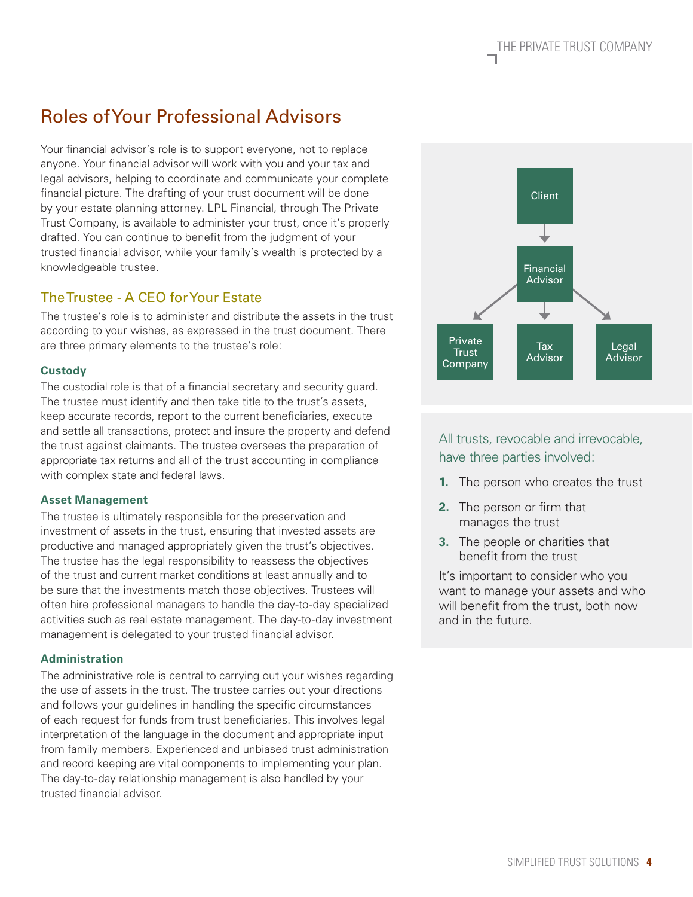## Roles of Your Professional Advisors

Your financial advisor's role is to support everyone, not to replace anyone. Your financial advisor will work with you and your tax and legal advisors, helping to coordinate and communicate your complete financial picture. The drafting of your trust document will be done by your estate planning attorney. LPL Financial, through The Private Trust Company, is available to administer your trust, once it's properly drafted. You can continue to benefit from the judgment of your trusted financial advisor, while your family's wealth is protected by a knowledgeable trustee.

### The Trustee - A CEO for Your Estate

The trustee's role is to administer and distribute the assets in the trust according to your wishes, as expressed in the trust document. There are three primary elements to the trustee's role:

**Custody**

The custodial role is that of a financial secretary and security guard. The trustee must identify and then take title to the trust's assets, keep accurate records, report to the current beneficiaries, execute and settle all transactions, protect and insure the property and defend the trust against claimants. The trustee oversees the preparation of appropriate tax returns and all of the trust accounting in compliance with complex state and federal laws.

**Asset Management**

The trustee is ultimately responsible for the preservation and investment of assets in the trust, ensuring that invested assets are productive and managed appropriately given the trust's objectives. The trustee has the legal responsibility to reassess the objectives of the trust and current market conditions at least annually and to be sure that the investments match those objectives. Trustees will often hire professional managers to handle the day-to-day specialized activities such as real estate management. The day-to-day investment management is delegated to your trusted financial advisor.

**Administration**

The administrative role is central to carrying out your wishes regarding the use of assets in the trust. The trustee carries out your directions and follows your guidelines in handling the specific circumstances of each request for funds from trust beneficiaries. This involves legal interpretation of the language in the document and appropriate input from family members. Experienced and unbiased trust administration and record keeping are vital components to implementing your plan. The day-to-day relationship management is also handled by your trusted financial advisor.

Client → Financial Advisor → Private Trust Company / Tax Advisor / Legal Advisor

All trusts, revocable and irrevocable, have three parties involved:

1. The person who creates the trust
2. The person or firm that manages the trust
3. The people or charities that benefit from the trust

It's important to consider who you want to manage your assets and who will benefit from the trust, both now and in the future.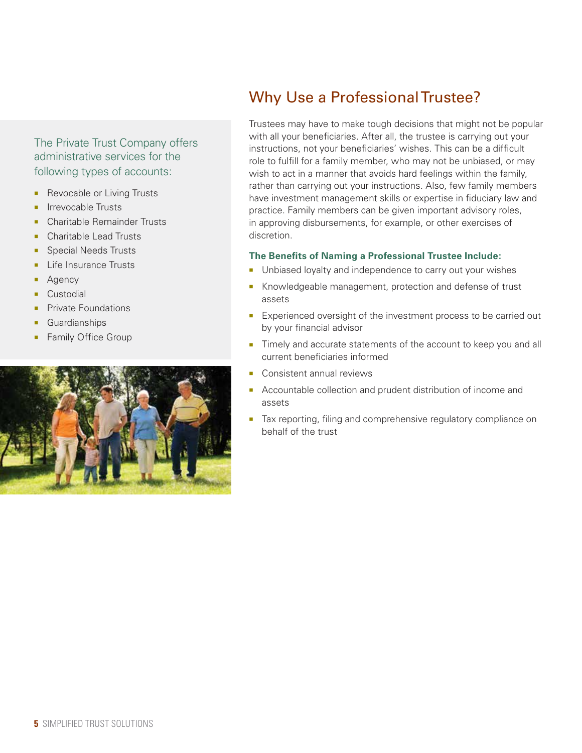The Private Trust Company offers administrative services for the following types of accounts:

- Revocable or Living Trusts
- Irrevocable Trusts
- Charitable Remainder Trusts
- Charitable Lead Trusts
- Special Needs Trusts
- Life Insurance Trusts
- Agency
- Custodial
- Private Foundations
- Guardianships
- Family Office Group

## Why Use a Professional Trustee?

Trustees may have to make tough decisions that might not be popular with all your beneficiaries. After all, the trustee is carrying out your instructions, not your beneficiaries' wishes. This can be a difficult role to fulfill for a family member, who may not be unbiased, or may wish to act in a manner that avoids hard feelings within the family, rather than carrying out your instructions. Also, few family members have investment management skills or expertise in fiduciary law and practice. Family members can be given important advisory roles, in approving disbursements, for example, or other exercises of discretion.

**The Benefits of Naming a Professional Trustee Include:**

- Unbiased loyalty and independence to carry out your wishes
- Knowledgeable management, protection and defense of trust assets
- Experienced oversight of the investment process to be carried out by your financial advisor
- Timely and accurate statements of the account to keep you and all current beneficiaries informed
- Consistent annual reviews
- Accountable collection and prudent distribution of income and assets
- Tax reporting, filing and comprehensive regulatory compliance on behalf of the trust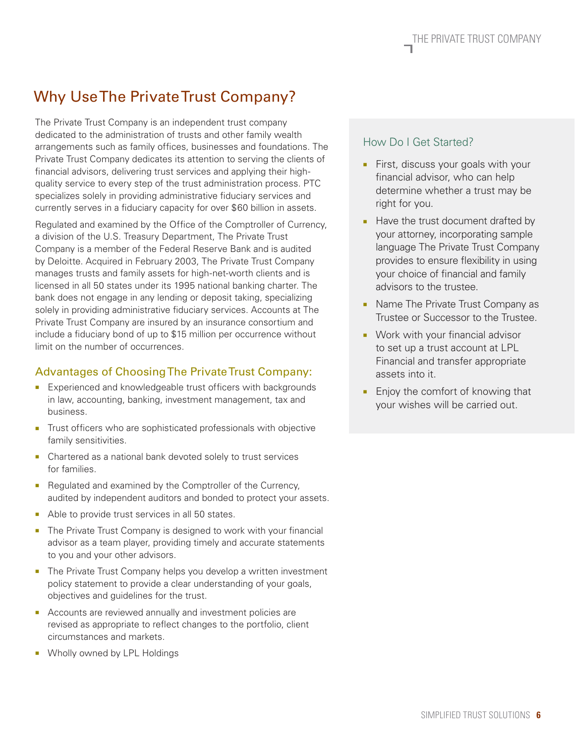## Why Use The Private Trust Company?

The Private Trust Company is an independent trust company dedicated to the administration of trusts and other family wealth arrangements such as family offices, businesses and foundations. The Private Trust Company dedicates its attention to serving the clients of financial advisors, delivering trust services and applying their high-quality service to every step of the trust administration process. PTC specializes solely in providing administrative fiduciary services and currently serves in a fiduciary capacity for over $60 billion in assets.

Regulated and examined by the Office of the Comptroller of Currency, a division of the U.S. Treasury Department, The Private Trust Company is a member of the Federal Reserve Bank and is audited by Deloitte. Acquired in February 2003, The Private Trust Company manages trusts and family assets for high-net-worth clients and is licensed in all 50 states under its 1995 national banking charter. The bank does not engage in any lending or deposit taking, specializing solely in providing administrative fiduciary services. Accounts at The Private Trust Company are insured by an insurance consortium and include a fiduciary bond of up to $15 million per occurrence without limit on the number of occurrences.

### Advantages of Choosing The Private Trust Company:

- Experienced and knowledgeable trust officers with backgrounds in law, accounting, banking, investment management, tax and business.
- Trust officers who are sophisticated professionals with objective family sensitivities.
- Chartered as a national bank devoted solely to trust services for families.
- Regulated and examined by the Comptroller of the Currency, audited by independent auditors and bonded to protect your assets.
- Able to provide trust services in all 50 states.
- The Private Trust Company is designed to work with your financial advisor as a team player, providing timely and accurate statements to you and your other advisors.
- The Private Trust Company helps you develop a written investment policy statement to provide a clear understanding of your goals, objectives and guidelines for the trust.
- Accounts are reviewed annually and investment policies are revised as appropriate to reflect changes to the portfolio, client circumstances and markets.
- Wholly owned by LPL Holdings

### How Do I Get Started?

- First, discuss your goals with your financial advisor, who can help determine whether a trust may be right for you.
- Have the trust document drafted by your attorney, incorporating sample language The Private Trust Company provides to ensure flexibility in using your choice of financial and family advisors to the trustee.
- Name The Private Trust Company as Trustee or Successor to the Trustee.
- Work with your financial advisor to set up a trust account at LPL Financial and transfer appropriate assets into it.
- Enjoy the comfort of knowing that your wishes will be carried out.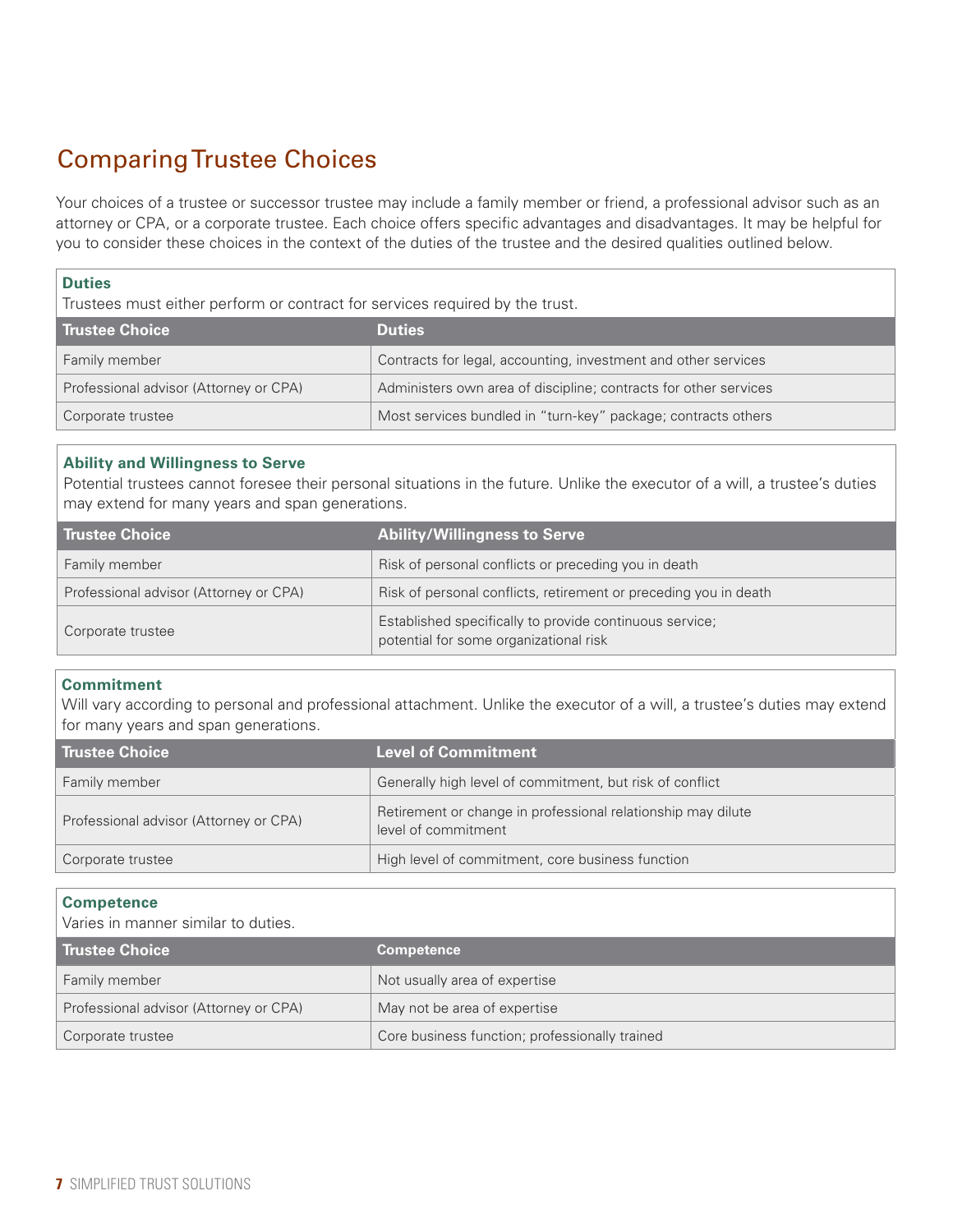# Comparing Trustee Choices

Your choices of a trustee or successor trustee may include a family member or friend, a professional advisor such as an attorney or CPA, or a corporate trustee. Each choice offers specific advantages and disadvantages. It may be helpful for you to consider these choices in the context of the duties of the trustee and the desired qualities outlined below.

### Duties

Trustees must either perform or contract for services required by the trust.

| Trustee Choice | Duties |
| --- | --- |
| Family member | Contracts for legal, accounting, investment and other services |
| Professional advisor (Attorney or CPA) | Administers own area of discipline; contracts for other services |
| Corporate trustee | Most services bundled in "turn-key" package; contracts others |

### Ability and Willingness to Serve

Potential trustees cannot foresee their personal situations in the future. Unlike the executor of a will, a trustee's duties may extend for many years and span generations.

| Trustee Choice | Ability/Willingness to Serve |
| --- | --- |
| Family member | Risk of personal conflicts or preceding you in death |
| Professional advisor (Attorney or CPA) | Risk of personal conflicts, retirement or preceding you in death |
| Corporate trustee | Established specifically to provide continuous service; potential for some organizational risk |

### Commitment

Will vary according to personal and professional attachment. Unlike the executor of a will, a trustee's duties may extend for many years and span generations.

| Trustee Choice | Level of Commitment |
| --- | --- |
| Family member | Generally high level of commitment, but risk of conflict |
| Professional advisor (Attorney or CPA) | Retirement or change in professional relationship may dilute level of commitment |
| Corporate trustee | High level of commitment, core business function |

### Competence

Varies in manner similar to duties.

| Trustee Choice | Competence |
| --- | --- |
| Family member | Not usually area of expertise |
| Professional advisor (Attorney or CPA) | May not be area of expertise |
| Corporate trustee | Core business function; professionally trained |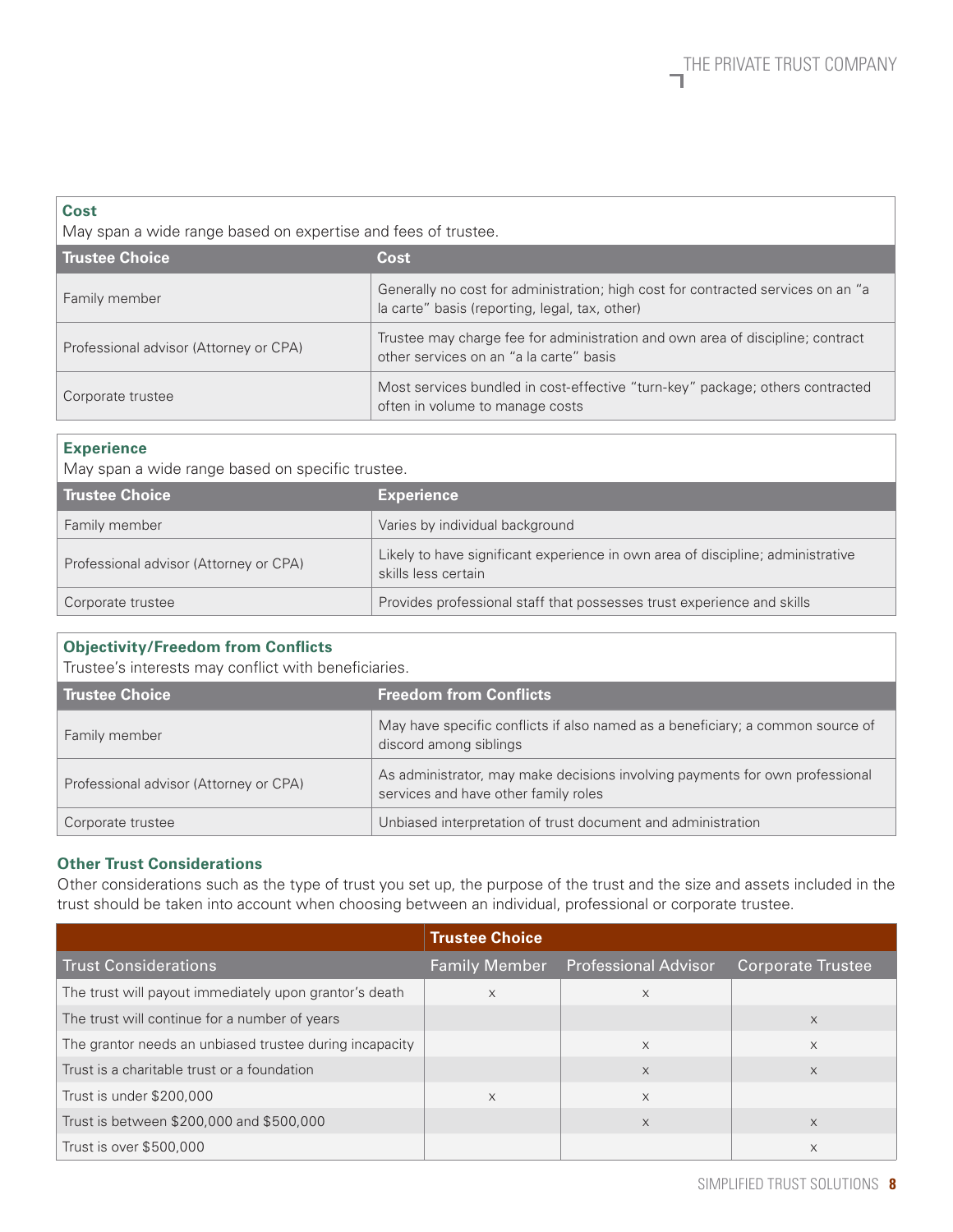**Cost**

May span a wide range based on expertise and fees of trustee.

| Trustee Choice | Cost |
|---|---|
| Family member | Generally no cost for administration; high cost for contracted services on an "a la carte" basis (reporting, legal, tax, other) |
| Professional advisor (Attorney or CPA) | Trustee may charge fee for administration and own area of discipline; contract other services on an "a la carte" basis |
| Corporate trustee | Most services bundled in cost-effective "turn-key" package; others contracted often in volume to manage costs |

**Experience**

May span a wide range based on specific trustee.

| Trustee Choice | Experience |
|---|---|
| Family member | Varies by individual background |
| Professional advisor (Attorney or CPA) | Likely to have significant experience in own area of discipline; administrative skills less certain |
| Corporate trustee | Provides professional staff that possesses trust experience and skills |

**Objectivity/Freedom from Conflicts**

Trustee's interests may conflict with beneficiaries.

| Trustee Choice | Freedom from Conflicts |
|---|---|
| Family member | May have specific conflicts if also named as a beneficiary; a common source of discord among siblings |
| Professional advisor (Attorney or CPA) | As administrator, may make decisions involving payments for own professional services and have other family roles |
| Corporate trustee | Unbiased interpretation of trust document and administration |

### Other Trust Considerations

Other considerations such as the type of trust you set up, the purpose of the trust and the size and assets included in the trust should be taken into account when choosing between an individual, professional or corporate trustee.

| | Trustee Choice | | |
|---|---|---|---|
| Trust Considerations | Family Member | Professional Advisor | Corporate Trustee |
| The trust will payout immediately upon grantor's death | x | x | |
| The trust will continue for a number of years | | | x |
| The grantor needs an unbiased trustee during incapacity | | x | x |
| Trust is a charitable trust or a foundation | | x | x |
| Trust is under $200,000 | x | x | |
| Trust is between $200,000 and $500,000 | | x | x |
| Trust is over $500,000 | | | x |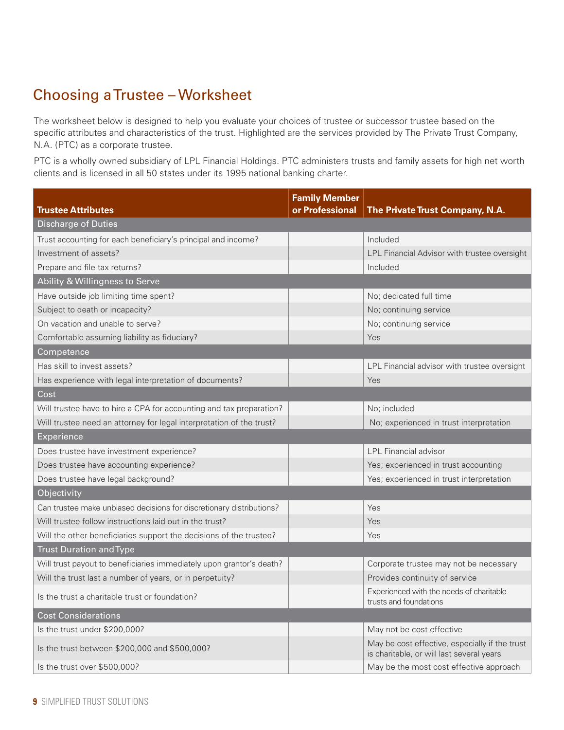## Choosing a Trustee – Worksheet

The worksheet below is designed to help you evaluate your choices of trustee or successor trustee based on the specific attributes and characteristics of the trust. Highlighted are the services provided by The Private Trust Company, N.A. (PTC) as a corporate trustee.

PTC is a wholly owned subsidiary of LPL Financial Holdings. PTC administers trusts and family assets for high net worth clients and is licensed in all 50 states under its 1995 national banking charter.

| Trustee Attributes | Family Member or Professional | The Private Trust Company, N.A. |
|---|---|---|
| **Discharge of Duties** | | |
| Trust accounting for each beneficiary's principal and income? | | Included |
| Investment of assets? | | LPL Financial Advisor with trustee oversight |
| Prepare and file tax returns? | | Included |
| **Ability & Willingness to Serve** | | |
| Have outside job limiting time spent? | | No; dedicated full time |
| Subject to death or incapacity? | | No; continuing service |
| On vacation and unable to serve? | | No; continuing service |
| Comfortable assuming liability as fiduciary? | | Yes |
| **Competence** | | |
| Has skill to invest assets? | | LPL Financial advisor with trustee oversight |
| Has experience with legal interpretation of documents? | | Yes |
| **Cost** | | |
| Will trustee have to hire a CPA for accounting and tax preparation? | | No; included |
| Will trustee need an attorney for legal interpretation of the trust? | | No; experienced in trust interpretation |
| **Experience** | | |
| Does trustee have investment experience? | | LPL Financial advisor |
| Does trustee have accounting experience? | | Yes; experienced in trust accounting |
| Does trustee have legal background? | | Yes; experienced in trust interpretation |
| **Objectivity** | | |
| Can trustee make unbiased decisions for discretionary distributions? | | Yes |
| Will trustee follow instructions laid out in the trust? | | Yes |
| Will the other beneficiaries support the decisions of the trustee? | | Yes |
| **Trust Duration and Type** | | |
| Will trust payout to beneficiaries immediately upon grantor's death? | | Corporate trustee may not be necessary |
| Will the trust last a number of years, or in perpetuity? | | Provides continuity of service |
| Is the trust a charitable trust or foundation? | | Experienced with the needs of charitable trusts and foundations |
| **Cost Considerations** | | |
| Is the trust under $200,000? | | May not be cost effective |
| Is the trust between $200,000 and $500,000? | | May be cost effective, especially if the trust is charitable, or will last several years |
| Is the trust over $500,000? | | May be the most cost effective approach |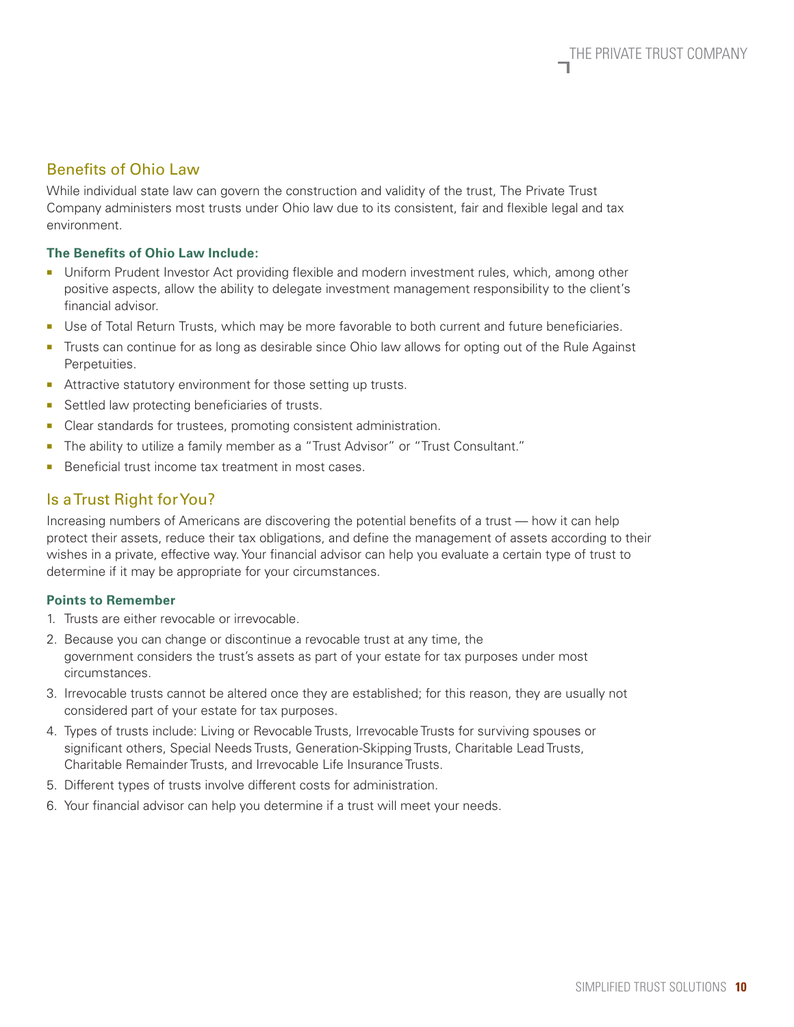## Benefits of Ohio Law

While individual state law can govern the construction and validity of the trust, The Private Trust Company administers most trusts under Ohio law due to its consistent, fair and flexible legal and tax environment.

**The Benefits of Ohio Law Include:**

- Uniform Prudent Investor Act providing flexible and modern investment rules, which, among other positive aspects, allow the ability to delegate investment management responsibility to the client's financial advisor.
- Use of Total Return Trusts, which may be more favorable to both current and future beneficiaries.
- Trusts can continue for as long as desirable since Ohio law allows for opting out of the Rule Against Perpetuities.
- Attractive statutory environment for those setting up trusts.
- Settled law protecting beneficiaries of trusts.
- Clear standards for trustees, promoting consistent administration.
- The ability to utilize a family member as a "Trust Advisor" or "Trust Consultant."
- Beneficial trust income tax treatment in most cases.

## Is a Trust Right for You?

Increasing numbers of Americans are discovering the potential benefits of a trust — how it can help protect their assets, reduce their tax obligations, and define the management of assets according to their wishes in a private, effective way. Your financial advisor can help you evaluate a certain type of trust to determine if it may be appropriate for your circumstances.

**Points to Remember**

1. Trusts are either revocable or irrevocable.
2. Because you can change or discontinue a revocable trust at any time, the government considers the trust's assets as part of your estate for tax purposes under most circumstances.
3. Irrevocable trusts cannot be altered once they are established; for this reason, they are usually not considered part of your estate for tax purposes.
4. Types of trusts include: Living or Revocable Trusts, Irrevocable Trusts for surviving spouses or significant others, Special Needs Trusts, Generation-Skipping Trusts, Charitable Lead Trusts, Charitable Remainder Trusts, and Irrevocable Life Insurance Trusts.
5. Different types of trusts involve different costs for administration.
6. Your financial advisor can help you determine if a trust will meet your needs.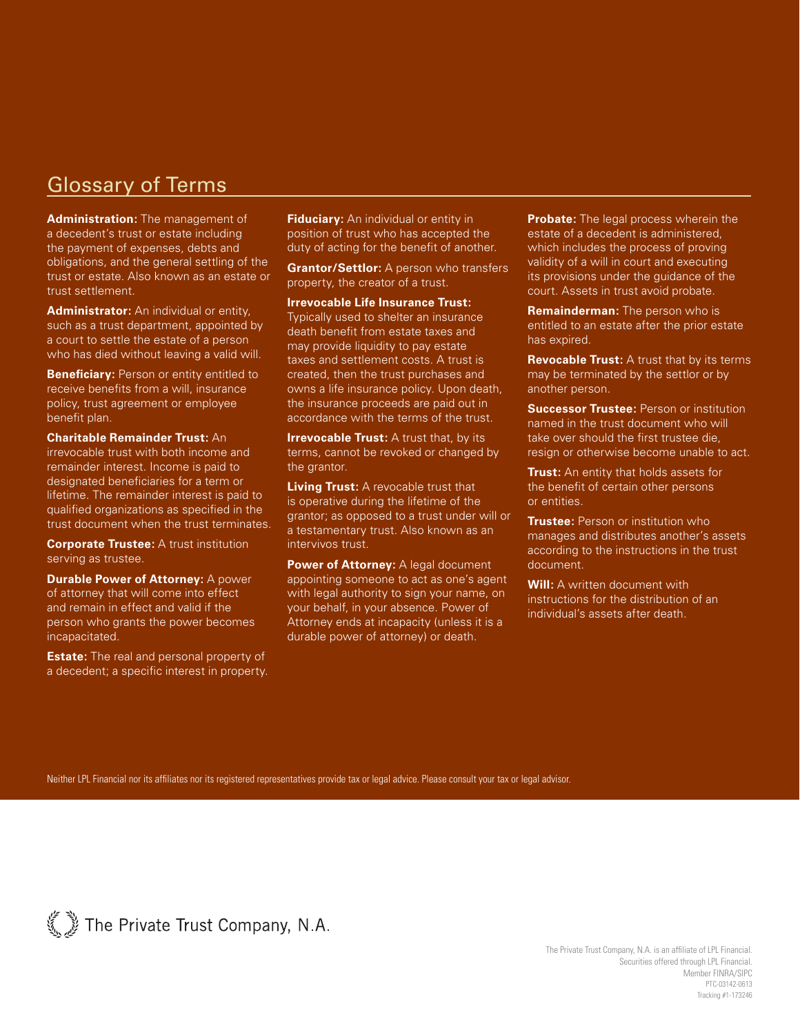## Glossary of Terms

**Administration:** The management of a decedent's trust or estate including the payment of expenses, debts and obligations, and the general settling of the trust or estate. Also known as an estate or trust settlement.

**Administrator:** An individual or entity, such as a trust department, appointed by a court to settle the estate of a person who has died without leaving a valid will.

**Beneficiary:** Person or entity entitled to receive benefits from a will, insurance policy, trust agreement or employee benefit plan.

**Charitable Remainder Trust:** An irrevocable trust with both income and remainder interest. Income is paid to designated beneficiaries for a term or lifetime. The remainder interest is paid to qualified organizations as specified in the trust document when the trust terminates.

**Corporate Trustee:** A trust institution serving as trustee.

**Durable Power of Attorney:** A power of attorney that will come into effect and remain in effect and valid if the person who grants the power becomes incapacitated.

**Estate:** The real and personal property of a decedent; a specific interest in property.

**Fiduciary:** An individual or entity in position of trust who has accepted the duty of acting for the benefit of another.

**Grantor/Settlor:** A person who transfers property, the creator of a trust.

**Irrevocable Life Insurance Trust:** Typically used to shelter an insurance death benefit from estate taxes and may provide liquidity to pay estate taxes and settlement costs. A trust is created, then the trust purchases and owns a life insurance policy. Upon death, the insurance proceeds are paid out in accordance with the terms of the trust.

**Irrevocable Trust:** A trust that, by its terms, cannot be revoked or changed by the grantor.

**Living Trust:** A revocable trust that is operative during the lifetime of the grantor; as opposed to a trust under will or a testamentary trust. Also known as an intervivos trust.

**Power of Attorney:** A legal document appointing someone to act as one's agent with legal authority to sign your name, on your behalf, in your absence. Power of Attorney ends at incapacity (unless it is a durable power of attorney) or death.

**Probate:** The legal process wherein the estate of a decedent is administered, which includes the process of proving validity of a will in court and executing its provisions under the guidance of the court. Assets in trust avoid probate.

**Remainderman:** The person who is entitled to an estate after the prior estate has expired.

**Revocable Trust:** A trust that by its terms may be terminated by the settlor or by another person.

**Successor Trustee:** Person or institution named in the trust document who will take over should the first trustee die, resign or otherwise become unable to act.

**Trust:** An entity that holds assets for the benefit of certain other persons or entities.

**Trustee:** Person or institution who manages and distributes another's assets according to the instructions in the trust document.

**Will:** A written document with instructions for the distribution of an individual's assets after death.

Neither LPL Financial nor its affiliates nor its registered representatives provide tax or legal advice. Please consult your tax or legal advisor.

The Private Trust Company, N.A.

The Private Trust Company, N.A. is an affiliate of LPL Financial.
Securities offered through LPL Financial.
Member FINRA/SIPC
PTC-03142-0613
Tracking #1-173246